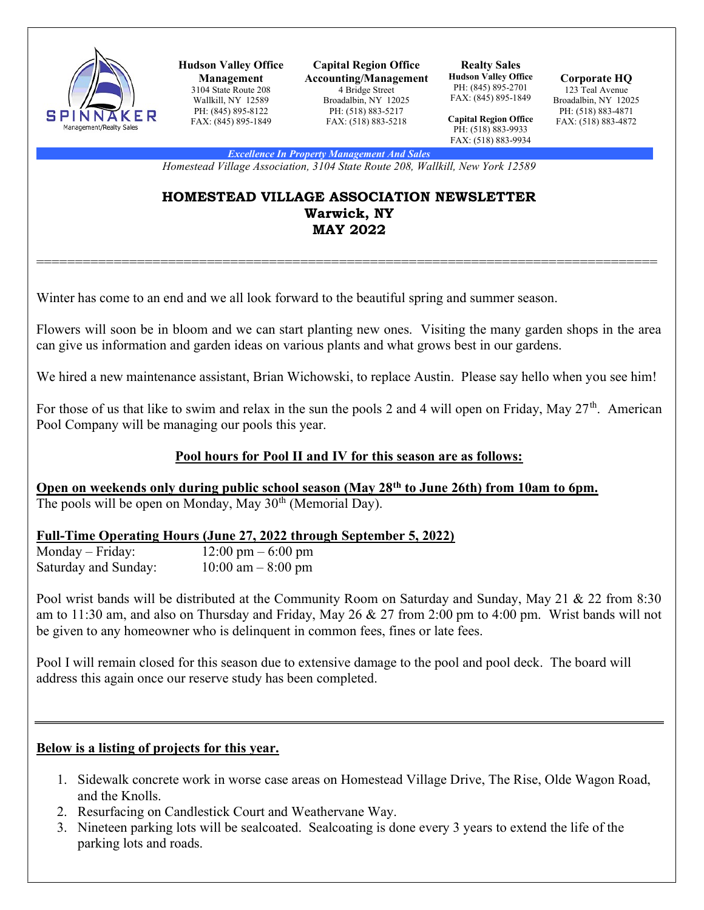**Hudson Valley Office Management**
3104 State Route 208
Wallkill, NY 12589
PH: (845) 895-8122
FAX: (845) 895-1849

**Capital Region Office Accounting/Management**
4 Bridge Street
Broadalbin, NY 12025
PH: (518) 883-5217
FAX: (518) 883-5218

**Realty Sales**
**Hudson Valley Office**
PH: (845) 895-2701
FAX: (845) 895-1849

**Capital Region Office**
PH: (518) 883-9933
FAX: (518) 883-9934

**Corporate HQ**
123 Teal Avenue
Broadalbin, NY 12025
PH: (518) 883-4871
FAX: (518) 883-4872

***Excellence In Property Management And Sales***

*Homestead Village Association, 3104 State Route 208, Wallkill, New York 12589*

# HOMESTEAD VILLAGE ASSOCIATION NEWSLETTER
## Warwick, NY
## MAY 2022

Winter has come to an end and we all look forward to the beautiful spring and summer season.

Flowers will soon be in bloom and we can start planting new ones. Visiting the many garden shops in the area can give us information and garden ideas on various plants and what grows best in our gardens.

We hired a new maintenance assistant, Brian Wichowski, to replace Austin. Please say hello when you see him!

For those of us that like to swim and relax in the sun the pools 2 and 4 will open on Friday, May 27th. American Pool Company will be managing our pools this year.

**Pool hours for Pool II and IV for this season are as follows:**

**Open on weekends only during public school season (May 28th to June 26th) from 10am to 6pm.**
The pools will be open on Monday, May 30th (Memorial Day).

**Full-Time Operating Hours (June 27, 2022 through September 5, 2022)**

| | |
|---|---|
| Monday – Friday: | 12:00 pm – 6:00 pm |
| Saturday and Sunday: | 10:00 am – 8:00 pm |

Pool wrist bands will be distributed at the Community Room on Saturday and Sunday, May 21 & 22 from 8:30 am to 11:30 am, and also on Thursday and Friday, May 26 & 27 from 2:00 pm to 4:00 pm. Wrist bands will not be given to any homeowner who is delinquent in common fees, fines or late fees.

Pool I will remain closed for this season due to extensive damage to the pool and pool deck. The board will address this again once our reserve study has been completed.

**Below is a listing of projects for this year.**

1. Sidewalk concrete work in worse case areas on Homestead Village Drive, The Rise, Olde Wagon Road, and the Knolls.
2. Resurfacing on Candlestick Court and Weathervane Way.
3. Nineteen parking lots will be sealcoated. Sealcoating is done every 3 years to extend the life of the parking lots and roads.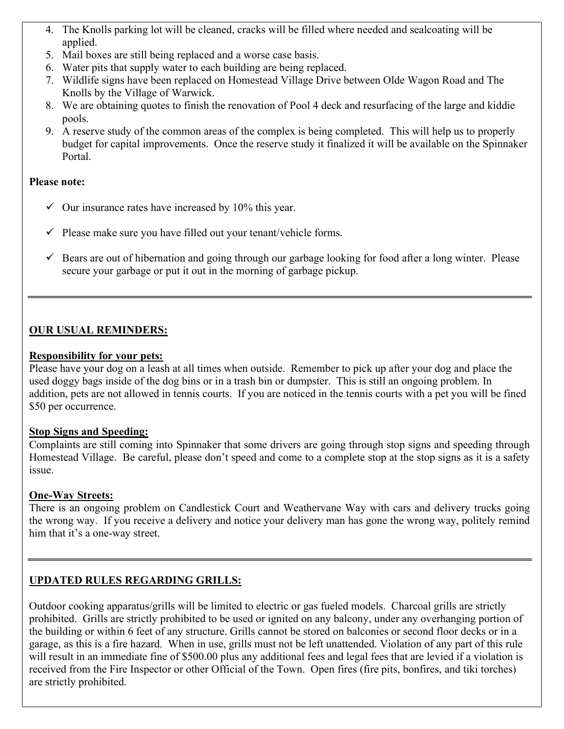4. The Knolls parking lot will be cleaned, cracks will be filled where needed and sealcoating will be applied.
5. Mail boxes are still being replaced and a worse case basis.
6. Water pits that supply water to each building are being replaced.
7. Wildlife signs have been replaced on Homestead Village Drive between Olde Wagon Road and The Knolls by the Village of Warwick.
8. We are obtaining quotes to finish the renovation of Pool 4 deck and resurfacing of the large and kiddie pools.
9. A reserve study of the common areas of the complex is being completed. This will help us to properly budget for capital improvements. Once the reserve study it finalized it will be available on the Spinnaker Portal.

**Please note:**

- ✓ Our insurance rates have increased by 10% this year.
- ✓ Please make sure you have filled out your tenant/vehicle forms.
- ✓ Bears are out of hibernation and going through our garbage looking for food after a long winter. Please secure your garbage or put it out in the morning of garbage pickup.

---

## OUR USUAL REMINDERS:

**Responsibility for your pets:**
Please have your dog on a leash at all times when outside. Remember to pick up after your dog and place the used doggy bags inside of the dog bins or in a trash bin or dumpster. This is still an ongoing problem. In addition, pets are not allowed in tennis courts. If you are noticed in the tennis courts with a pet you will be fined $50 per occurrence.

**Stop Signs and Speeding:**
Complaints are still coming into Spinnaker that some drivers are going through stop signs and speeding through Homestead Village. Be careful, please don't speed and come to a complete stop at the stop signs as it is a safety issue.

**One-Way Streets:**
There is an ongoing problem on Candlestick Court and Weathervane Way with cars and delivery trucks going the wrong way. If you receive a delivery and notice your delivery man has gone the wrong way, politely remind him that it's a one-way street.

---

## UPDATED RULES REGARDING GRILLS:

Outdoor cooking apparatus/grills will be limited to electric or gas fueled models. Charcoal grills are strictly prohibited. Grills are strictly prohibited to be used or ignited on any balcony, under any overhanging portion of the building or within 6 feet of any structure. Grills cannot be stored on balconies or second floor decks or in a garage, as this is a fire hazard. When in use, grills must not be left unattended. Violation of any part of this rule will result in an immediate fine of $500.00 plus any additional fees and legal fees that are levied if a violation is received from the Fire Inspector or other Official of the Town. Open fires (fire pits, bonfires, and tiki torches) are strictly prohibited.